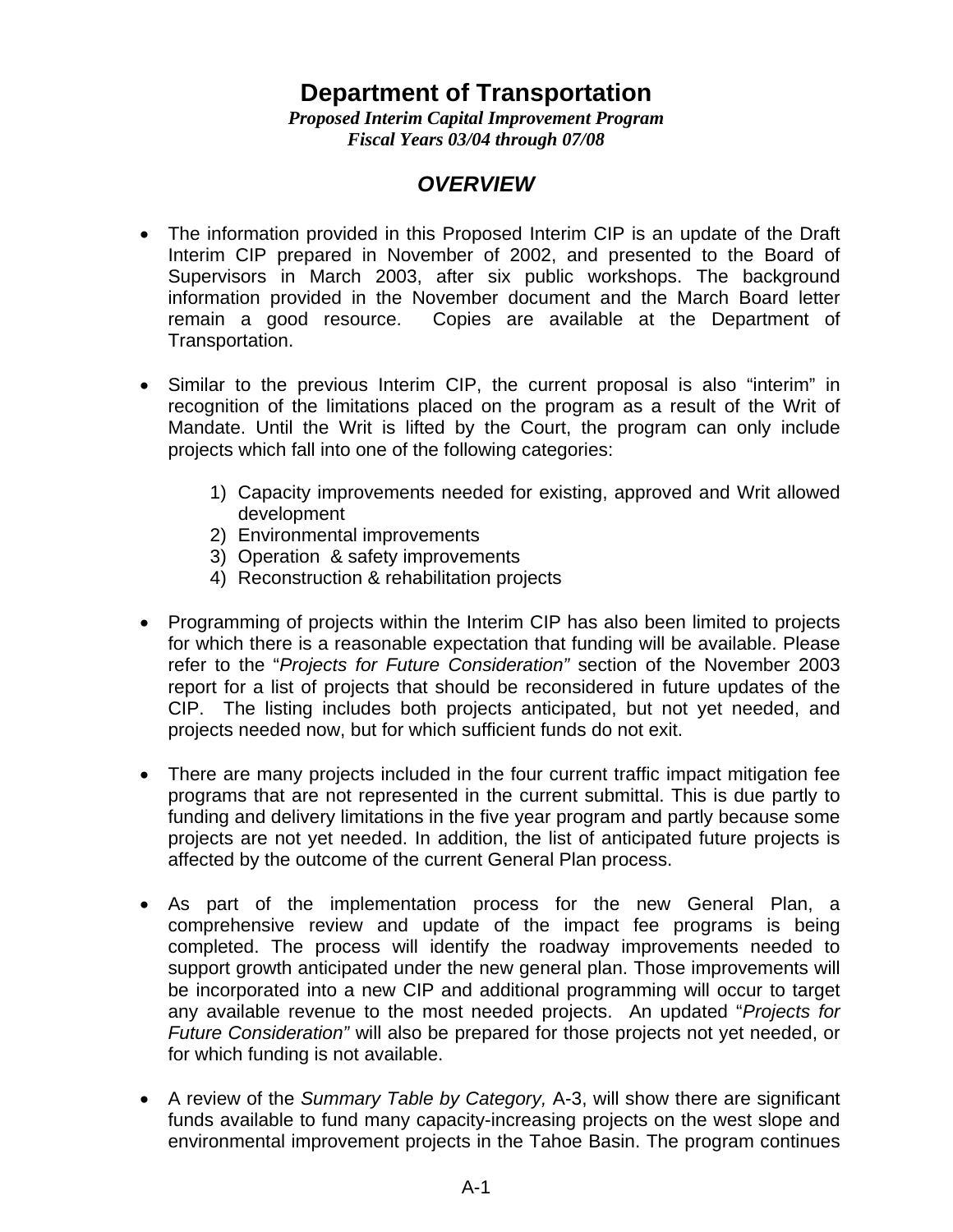# Department of Transportation

***Proposed Interim Capital Improvement Program***
***Fiscal Years 03/04 through 07/08***

## *OVERVIEW*

- The information provided in this Proposed Interim CIP is an update of the Draft Interim CIP prepared in November of 2002, and presented to the Board of Supervisors in March 2003, after six public workshops. The background information provided in the November document and the March Board letter remain a good resource. Copies are available at the Department of Transportation.

- Similar to the previous Interim CIP, the current proposal is also "interim" in recognition of the limitations placed on the program as a result of the Writ of Mandate. Until the Writ is lifted by the Court, the program can only include projects which fall into one of the following categories:

    1) Capacity improvements needed for existing, approved and Writ allowed development
    2) Environmental improvements
    3) Operation & safety improvements
    4) Reconstruction & rehabilitation projects

- Programming of projects within the Interim CIP has also been limited to projects for which there is a reasonable expectation that funding will be available. Please refer to the "*Projects for Future Consideration"* section of the November 2003 report for a list of projects that should be reconsidered in future updates of the CIP. The listing includes both projects anticipated, but not yet needed, and projects needed now, but for which sufficient funds do not exit.

- There are many projects included in the four current traffic impact mitigation fee programs that are not represented in the current submittal. This is due partly to funding and delivery limitations in the five year program and partly because some projects are not yet needed. In addition, the list of anticipated future projects is affected by the outcome of the current General Plan process.

- As part of the implementation process for the new General Plan, a comprehensive review and update of the impact fee programs is being completed. The process will identify the roadway improvements needed to support growth anticipated under the new general plan. Those improvements will be incorporated into a new CIP and additional programming will occur to target any available revenue to the most needed projects. An updated "*Projects for Future Consideration"* will also be prepared for those projects not yet needed, or for which funding is not available.

- A review of the *Summary Table by Category,* A-3, will show there are significant funds available to fund many capacity-increasing projects on the west slope and environmental improvement projects in the Tahoe Basin. The program continues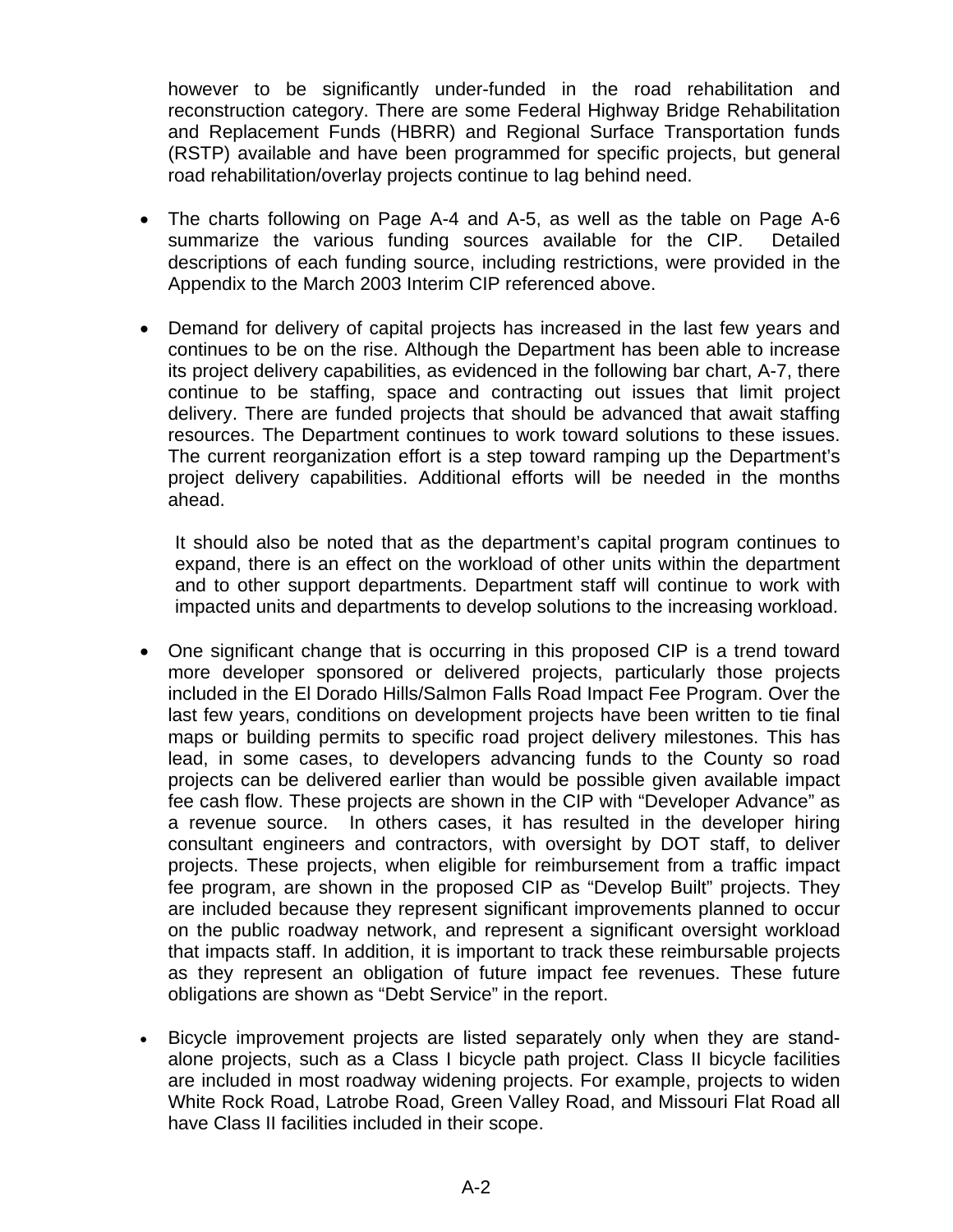however to be significantly under-funded in the road rehabilitation and reconstruction category. There are some Federal Highway Bridge Rehabilitation and Replacement Funds (HBRR) and Regional Surface Transportation funds (RSTP) available and have been programmed for specific projects, but general road rehabilitation/overlay projects continue to lag behind need.

- The charts following on Page A-4 and A-5, as well as the table on Page A-6 summarize the various funding sources available for the CIP. Detailed descriptions of each funding source, including restrictions, were provided in the Appendix to the March 2003 Interim CIP referenced above.

- Demand for delivery of capital projects has increased in the last few years and continues to be on the rise. Although the Department has been able to increase its project delivery capabilities, as evidenced in the following bar chart, A-7, there continue to be staffing, space and contracting out issues that limit project delivery. There are funded projects that should be advanced that await staffing resources. The Department continues to work toward solutions to these issues. The current reorganization effort is a step toward ramping up the Department's project delivery capabilities. Additional efforts will be needed in the months ahead.

  It should also be noted that as the department's capital program continues to expand, there is an effect on the workload of other units within the department and to other support departments. Department staff will continue to work with impacted units and departments to develop solutions to the increasing workload.

- One significant change that is occurring in this proposed CIP is a trend toward more developer sponsored or delivered projects, particularly those projects included in the El Dorado Hills/Salmon Falls Road Impact Fee Program. Over the last few years, conditions on development projects have been written to tie final maps or building permits to specific road project delivery milestones. This has lead, in some cases, to developers advancing funds to the County so road projects can be delivered earlier than would be possible given available impact fee cash flow. These projects are shown in the CIP with "Developer Advance" as a revenue source. In others cases, it has resulted in the developer hiring consultant engineers and contractors, with oversight by DOT staff, to deliver projects. These projects, when eligible for reimbursement from a traffic impact fee program, are shown in the proposed CIP as "Develop Built" projects. They are included because they represent significant improvements planned to occur on the public roadway network, and represent a significant oversight workload that impacts staff. In addition, it is important to track these reimbursable projects as they represent an obligation of future impact fee revenues. These future obligations are shown as "Debt Service" in the report.

- Bicycle improvement projects are listed separately only when they are stand-alone projects, such as a Class I bicycle path project. Class II bicycle facilities are included in most roadway widening projects. For example, projects to widen White Rock Road, Latrobe Road, Green Valley Road, and Missouri Flat Road all have Class II facilities included in their scope.